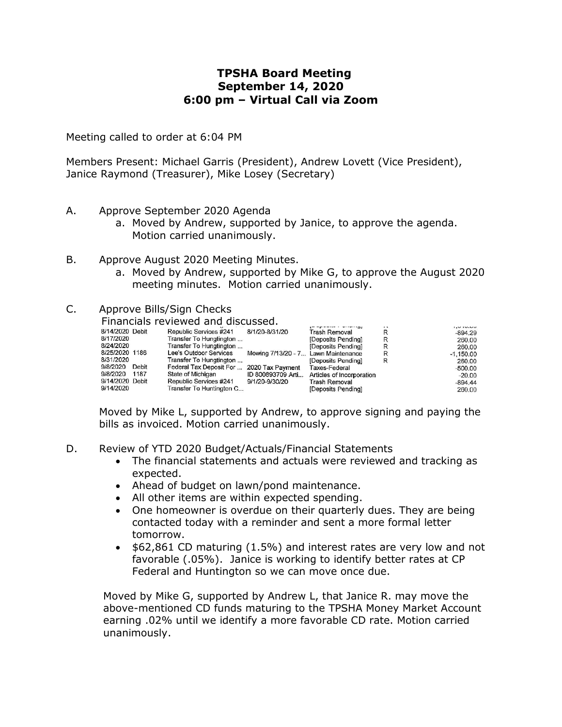# TPSHA Board Meeting
## September 14, 2020
## 6:00 pm – Virtual Call via Zoom

Meeting called to order at 6:04 PM

Members Present: Michael Garris (President), Andrew Lovett (Vice President), Janice Raymond (Treasurer), Mike Losey (Secretary)

A. Approve September 2020 Agenda
   a. Moved by Andrew, supported by Janice, to approve the agenda. Motion carried unanimously.

B. Approve August 2020 Meeting Minutes.
   a. Moved by Andrew, supported by Mike G, to approve the August 2020 meeting minutes. Motion carried unanimously.

C. Approve Bills/Sign Checks

   Financials reviewed and discussed.

| | | | | | | |
|---|---|---|---|---|---|---|
| 8/14/2020 | Debit | Republic Services #241 | 8/1/20-8/31/20 | Trash Removal | R | -894.29 |
| 8/17/2020 | | Transfer To Hungtington ... | | [Deposits Pending] | R | 260.00 |
| 8/24/2020 | | Transfer To Hungtington ... | | [Deposits Pending] | R | 260.00 |
| 8/25/2020 | 1186 | Lee's Outdoor Services | Mowing 7/13/20 - 7... | Lawn Maintenance | R | -1,150.00 |
| 8/31/2020 | | Transfer To Hungtington ... | | [Deposits Pending] | R | 260.00 |
| 9/8/2020 | Debit | Federal Tax Deposit For ... | 2020 Tax Payment | Taxes-Federal | | -500.00 |
| 9/8/2020 | 1187 | State of Michigan | ID 800893709 Arti... | Articles of Incorporation | | -20.00 |
| 9/14/2020 | Debit | Republic Services #241 | 9/1/20-9/30/20 | Trash Removal | | -894.44 |
| 9/14/2020 | | Transfer To Huntington C... | | [Deposits Pending] | | 260.00 |

   Moved by Mike L, supported by Andrew, to approve signing and paying the bills as invoiced. Motion carried unanimously.

D. Review of YTD 2020 Budget/Actuals/Financial Statements
   - The financial statements and actuals were reviewed and tracking as expected.
   - Ahead of budget on lawn/pond maintenance.
   - All other items are within expected spending.
   - One homeowner is overdue on their quarterly dues. They are being contacted today with a reminder and sent a more formal letter tomorrow.
   - $62,861 CD maturing (1.5%) and interest rates are very low and not favorable (.05%). Janice is working to identify better rates at CP Federal and Huntington so we can move once due.

   Moved by Mike G, supported by Andrew L, that Janice R. may move the above-mentioned CD funds maturing to the TPSHA Money Market Account earning .02% until we identify a more favorable CD rate. Motion carried unanimously.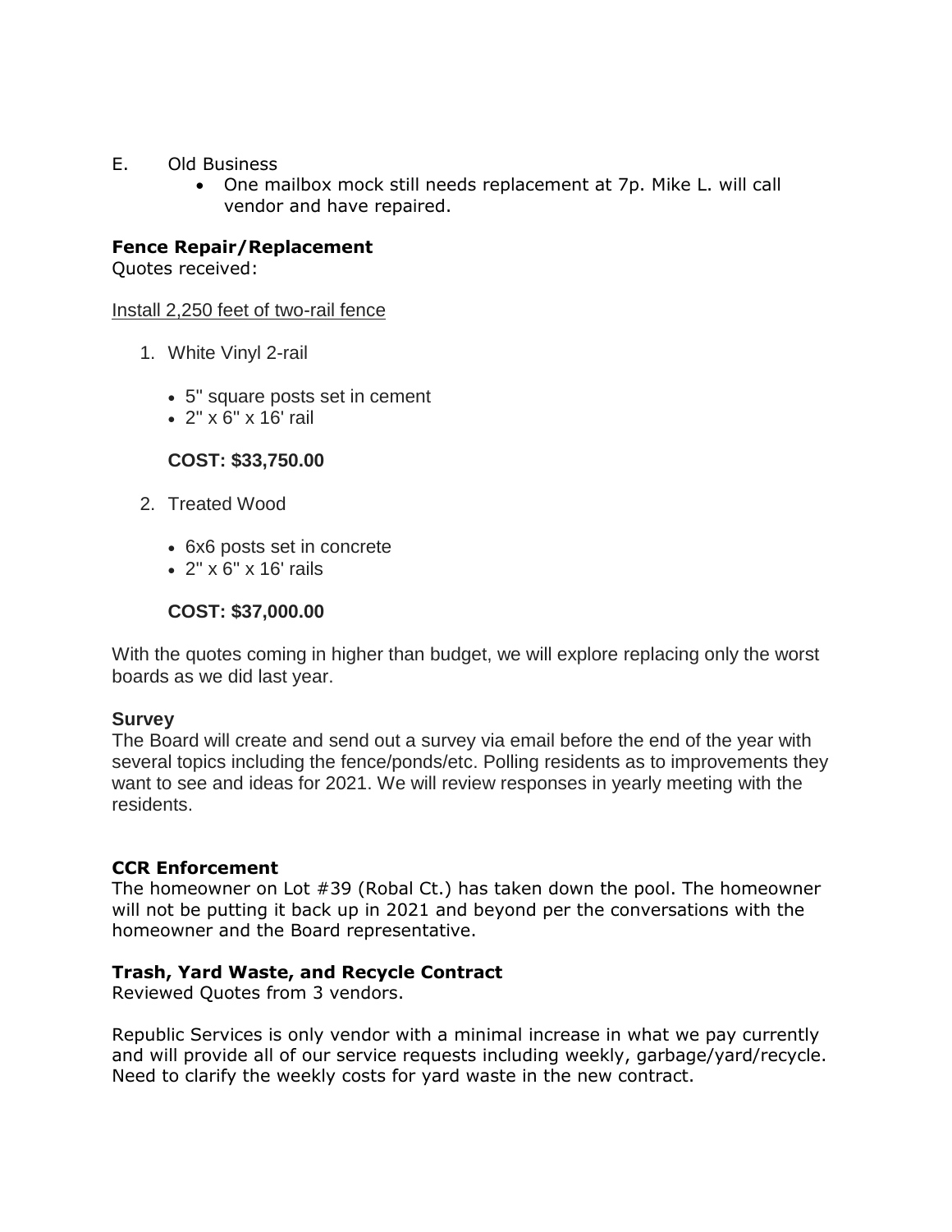E. Old Business

- One mailbox mock still needs replacement at 7p. Mike L. will call vendor and have repaired.

**Fence Repair/Replacement**
Quotes received:

Install 2,250 feet of two-rail fence

1. White Vinyl 2-rail

   - 5" square posts set in cement
   - 2" x 6" x 16' rail

   **COST: $33,750.00**

2. Treated Wood

   - 6x6 posts set in concrete
   - 2" x 6" x 16' rails

   **COST: $37,000.00**

With the quotes coming in higher than budget, we will explore replacing only the worst boards as we did last year.

**Survey**
The Board will create and send out a survey via email before the end of the year with several topics including the fence/ponds/etc. Polling residents as to improvements they want to see and ideas for 2021. We will review responses in yearly meeting with the residents.

**CCR Enforcement**
The homeowner on Lot #39 (Robal Ct.) has taken down the pool. The homeowner will not be putting it back up in 2021 and beyond per the conversations with the homeowner and the Board representative.

**Trash, Yard Waste, and Recycle Contract**
Reviewed Quotes from 3 vendors.

Republic Services is only vendor with a minimal increase in what we pay currently and will provide all of our service requests including weekly, garbage/yard/recycle. Need to clarify the weekly costs for yard waste in the new contract.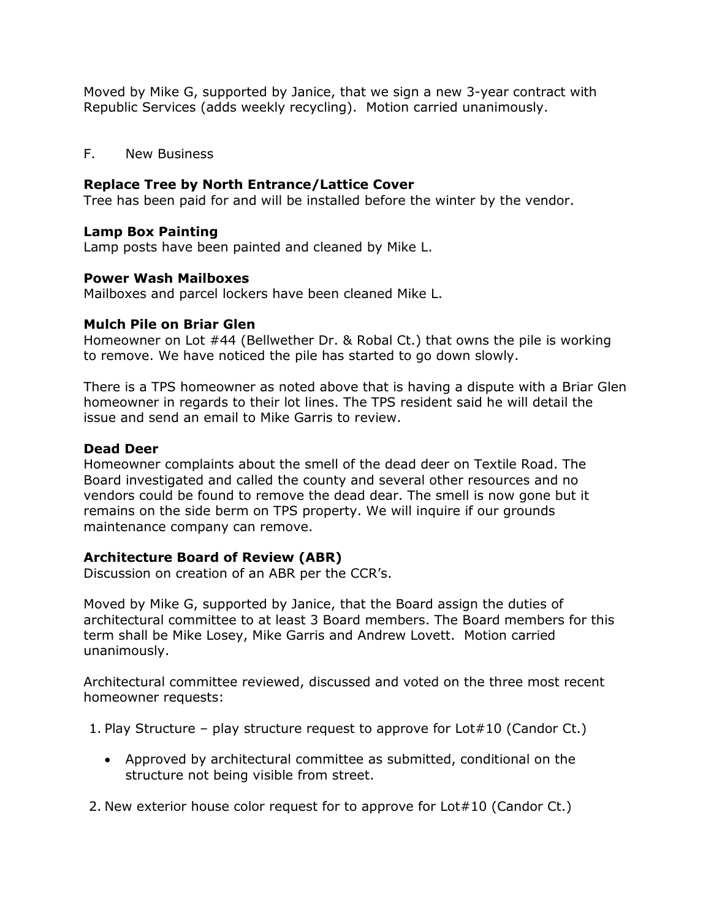Moved by Mike G, supported by Janice, that we sign a new 3-year contract with Republic Services (adds weekly recycling). Motion carried unanimously.

F. New Business

**Replace Tree by North Entrance/Lattice Cover**
Tree has been paid for and will be installed before the winter by the vendor.

**Lamp Box Painting**
Lamp posts have been painted and cleaned by Mike L.

**Power Wash Mailboxes**
Mailboxes and parcel lockers have been cleaned Mike L.

**Mulch Pile on Briar Glen**
Homeowner on Lot #44 (Bellwether Dr. & Robal Ct.) that owns the pile is working to remove. We have noticed the pile has started to go down slowly.

There is a TPS homeowner as noted above that is having a dispute with a Briar Glen homeowner in regards to their lot lines. The TPS resident said he will detail the issue and send an email to Mike Garris to review.

**Dead Deer**
Homeowner complaints about the smell of the dead deer on Textile Road. The Board investigated and called the county and several other resources and no vendors could be found to remove the dead dear. The smell is now gone but it remains on the side berm on TPS property. We will inquire if our grounds maintenance company can remove.

**Architecture Board of Review (ABR)**
Discussion on creation of an ABR per the CCR's.

Moved by Mike G, supported by Janice, that the Board assign the duties of architectural committee to at least 3 Board members. The Board members for this term shall be Mike Losey, Mike Garris and Andrew Lovett. Motion carried unanimously.

Architectural committee reviewed, discussed and voted on the three most recent homeowner requests:

1. Play Structure – play structure request to approve for Lot#10 (Candor Ct.)
   - Approved by architectural committee as submitted, conditional on the structure not being visible from street.
2. New exterior house color request for to approve for Lot#10 (Candor Ct.)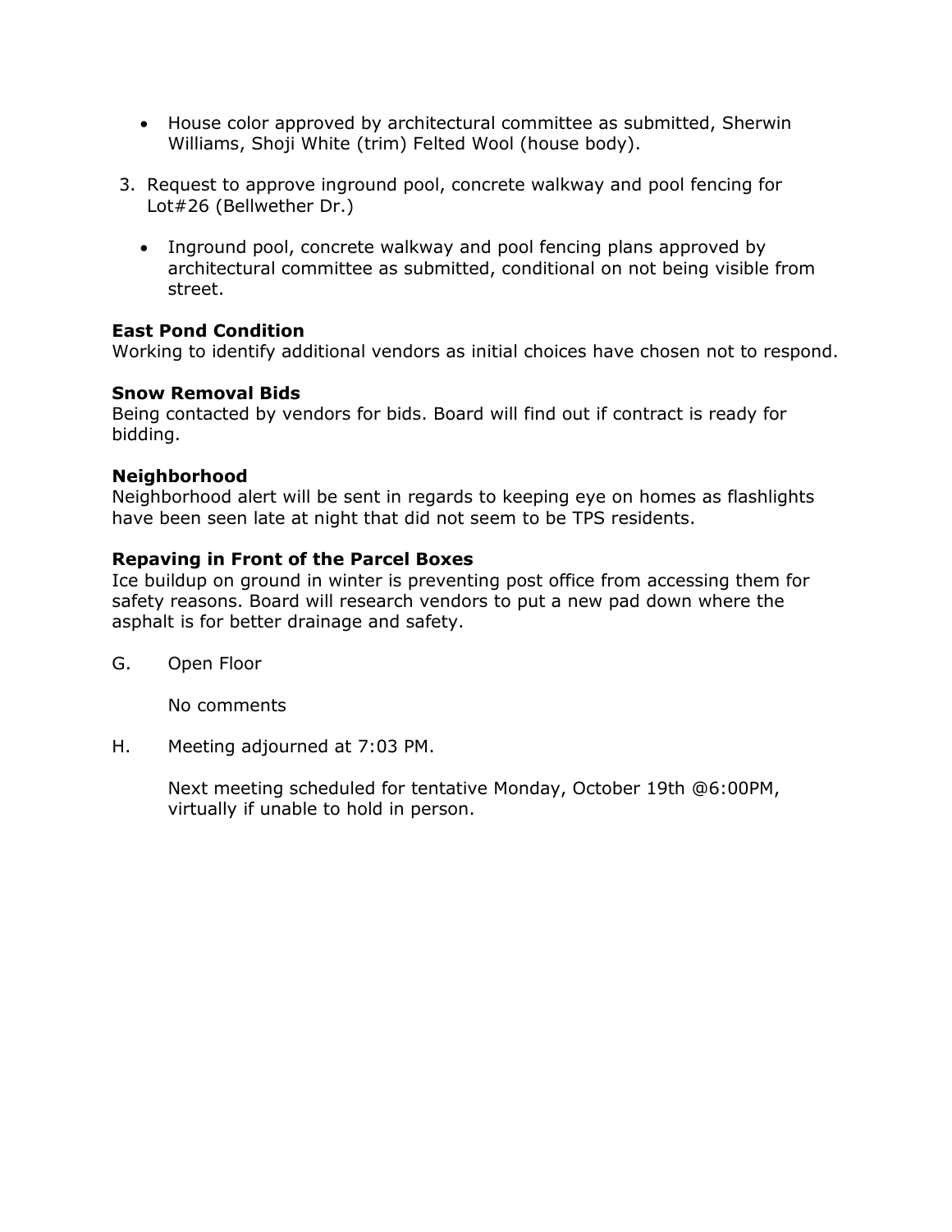- House color approved by architectural committee as submitted, Sherwin Williams, Shoji White (trim) Felted Wool (house body).

3. Request to approve inground pool, concrete walkway and pool fencing for Lot#26 (Bellwether Dr.)

   - Inground pool, concrete walkway and pool fencing plans approved by architectural committee as submitted, conditional on not being visible from street.

**East Pond Condition**
Working to identify additional vendors as initial choices have chosen not to respond.

**Snow Removal Bids**
Being contacted by vendors for bids. Board will find out if contract is ready for bidding.

**Neighborhood**
Neighborhood alert will be sent in regards to keeping eye on homes as flashlights have been seen late at night that did not seem to be TPS residents.

**Repaving in Front of the Parcel Boxes**
Ice buildup on ground in winter is preventing post office from accessing them for safety reasons. Board will research vendors to put a new pad down where the asphalt is for better drainage and safety.

G. Open Floor

   No comments

H. Meeting adjourned at 7:03 PM.

   Next meeting scheduled for tentative Monday, October 19th @6:00PM, virtually if unable to hold in person.